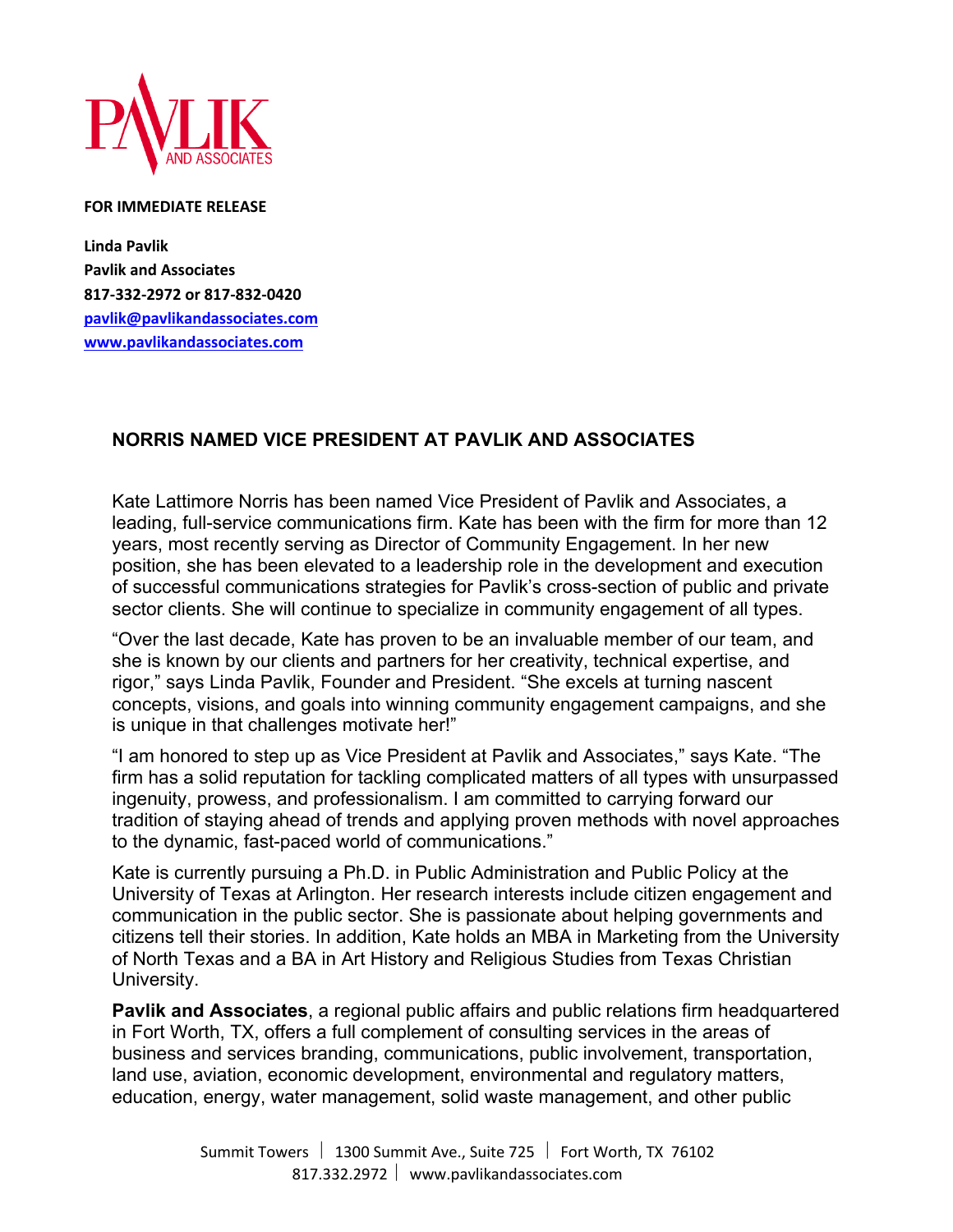**FOR IMMEDIATE RELEASE**

**Linda Pavlik**
**Pavlik and Associates**
**817-332-2972 or 817-832-0420**
**pavlik@pavlikandassociates.com**
**www.pavlikandassociates.com**

## NORRIS NAMED VICE PRESIDENT AT PAVLIK AND ASSOCIATES

Kate Lattimore Norris has been named Vice President of Pavlik and Associates, a leading, full-service communications firm. Kate has been with the firm for more than 12 years, most recently serving as Director of Community Engagement. In her new position, she has been elevated to a leadership role in the development and execution of successful communications strategies for Pavlik's cross-section of public and private sector clients. She will continue to specialize in community engagement of all types.

"Over the last decade, Kate has proven to be an invaluable member of our team, and she is known by our clients and partners for her creativity, technical expertise, and rigor," says Linda Pavlik, Founder and President. "She excels at turning nascent concepts, visions, and goals into winning community engagement campaigns, and she is unique in that challenges motivate her!"

"I am honored to step up as Vice President at Pavlik and Associates," says Kate. "The firm has a solid reputation for tackling complicated matters of all types with unsurpassed ingenuity, prowess, and professionalism. I am committed to carrying forward our tradition of staying ahead of trends and applying proven methods with novel approaches to the dynamic, fast-paced world of communications."

Kate is currently pursuing a Ph.D. in Public Administration and Public Policy at the University of Texas at Arlington. Her research interests include citizen engagement and communication in the public sector. She is passionate about helping governments and citizens tell their stories. In addition, Kate holds an MBA in Marketing from the University of North Texas and a BA in Art History and Religious Studies from Texas Christian University.

**Pavlik and Associates**, a regional public affairs and public relations firm headquartered in Fort Worth, TX, offers a full complement of consulting services in the areas of business and services branding, communications, public involvement, transportation, land use, aviation, economic development, environmental and regulatory matters, education, energy, water management, solid waste management, and other public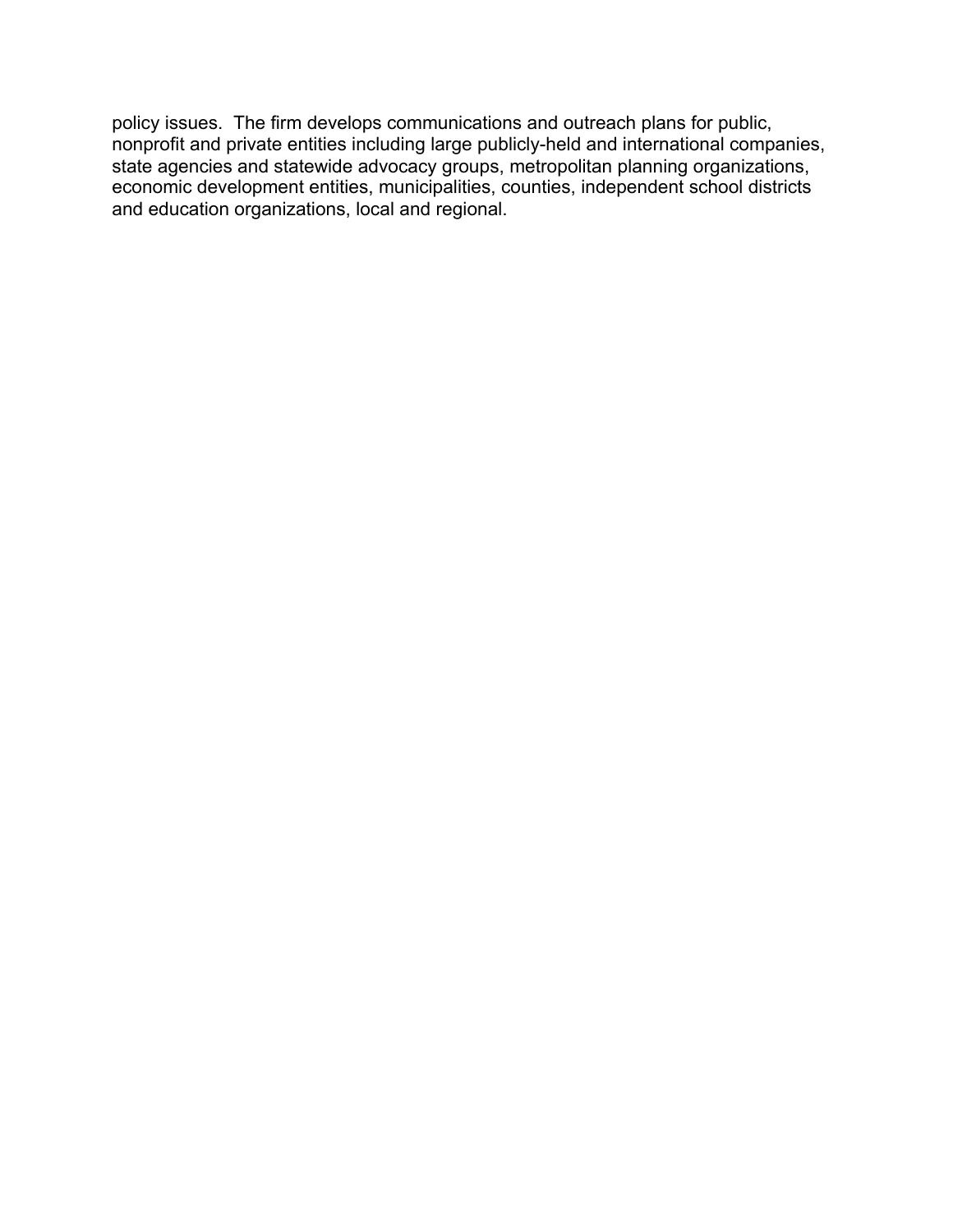policy issues.  The firm develops communications and outreach plans for public, nonprofit and private entities including large publicly-held and international companies, state agencies and statewide advocacy groups, metropolitan planning organizations, economic development entities, municipalities, counties, independent school districts and education organizations, local and regional.